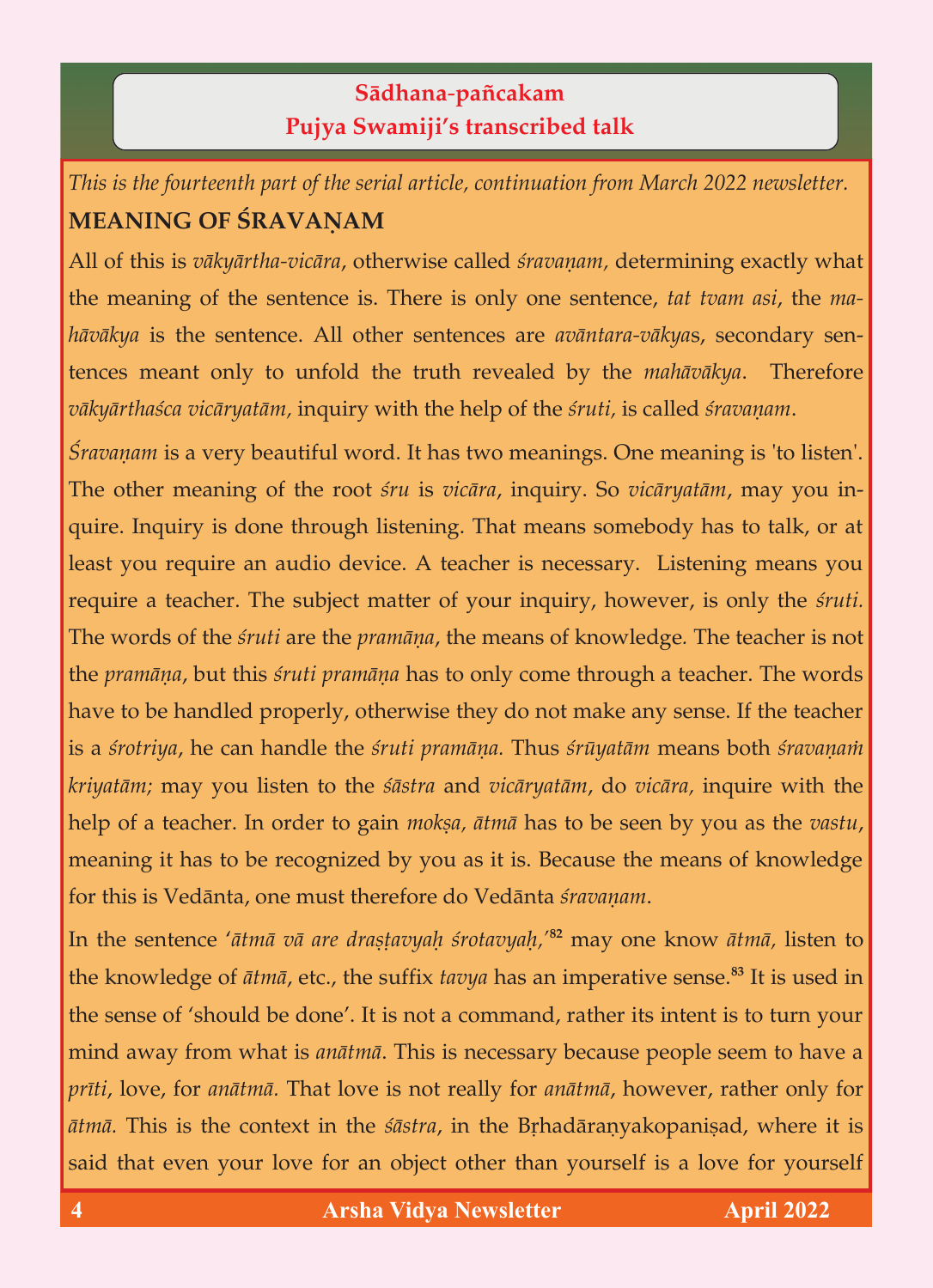## Sādhana-pañcakam
## Pujya Swamiji's transcribed talk

*This is the fourteenth part of the serial article, continuation from March 2022 newsletter.*

### MEANING OF ŚRAVAṆAM

All of this is *vākyārtha-vicāra*, otherwise called *śravaṇam,* determining exactly what the meaning of the sentence is. There is only one sentence, *tat tvam asi*, the *mahāvākya* is the sentence. All other sentences are *avāntara-vākya*s, secondary sentences meant only to unfold the truth revealed by the *mahāvākya*. Therefore *vākyārthaśca vicāryatām,* inquiry with the help of the *śruti,* is called *śravaṇam*.

*Śravaṇam* is a very beautiful word. It has two meanings. One meaning is 'to listen'. The other meaning of the root *śru* is *vicāra*, inquiry. So *vicāryatām*, may you inquire. Inquiry is done through listening. That means somebody has to talk, or at least you require an audio device. A teacher is necessary. Listening means you require a teacher. The subject matter of your inquiry, however, is only the *śruti.* The words of the *śruti* are the *pramāṇa*, the means of knowledge. The teacher is not the *pramāṇa*, but this *śruti pramāṇa* has to only come through a teacher. The words have to be handled properly, otherwise they do not make any sense. If the teacher is a *śrotriya*, he can handle the *śruti pramāṇa.* Thus *śrūyatām* means both *śravaṇaṁ kriyatām;* may you listen to the *śāstra* and *vicāryatām*, do *vicāra,* inquire with the help of a teacher. In order to gain *mokṣa, ātmā* has to be seen by you as the *vastu*, meaning it has to be recognized by you as it is. Because the means of knowledge for this is Vedānta, one must therefore do Vedānta *śravaṇam*.

In the sentence '*ātmā vā are draṣṭavyaḥ śrotavyaḥ,*'[82] may one know *ātmā,* listen to the knowledge of *ātmā*, etc., the suffix *tavya* has an imperative sense.[83] It is used in the sense of 'should be done'. It is not a command, rather its intent is to turn your mind away from what is *anātmā*. This is necessary because people seem to have a *prīti*, love, for *anātmā.* That love is not really for *anātmā*, however, rather only for *ātmā.* This is the context in the *śāstra*, in the Bṛhadāraṇyakopaniṣad, where it is said that even your love for an object other than yourself is a love for yourself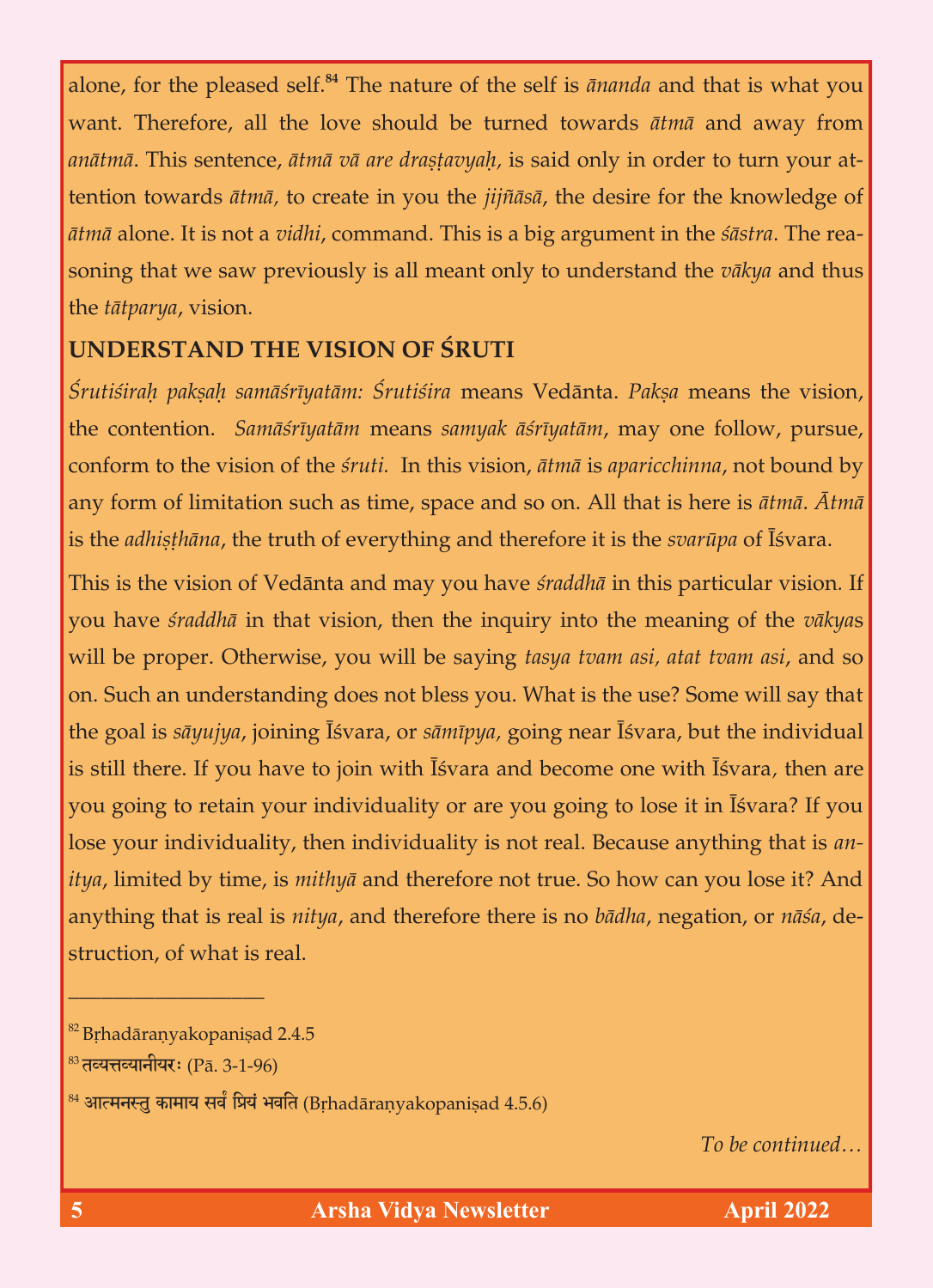alone, for the pleased self.[84] The nature of the self is *ānanda* and that is what you want. Therefore, all the love should be turned towards *ātmā* and away from *anātmā*. This sentence, *ātmā vā are draṣṭavyaḥ,* is said only in order to turn your attention towards *ātmā,* to create in you the *jijñāsā*, the desire for the knowledge of *ātmā* alone. It is not a *vidhi*, command. This is a big argument in the *śāstra*. The reasoning that we saw previously is all meant only to understand the *vākya* and thus the *tātparya*, vision.

## UNDERSTAND THE VISION OF ŚRUTI

*Śrutiśiraḥ pakṣaḥ samāśrīyatām: Śrutiśira* means Vedānta. *Pakṣa* means the vision, the contention. *Samāśrīyatām* means *samyak āśrīyatām*, may one follow, pursue, conform to the vision of the *śruti.* In this vision, *ātmā* is *aparicchinna*, not bound by any form of limitation such as time, space and so on. All that is here is *ātmā*. *Ātmā* is the *adhiṣṭhāna*, the truth of everything and therefore it is the *svarūpa* of Īśvara.

This is the vision of Vedānta and may you have *śraddhā* in this particular vision. If you have *śraddhā* in that vision, then the inquiry into the meaning of the *vākya*s will be proper. Otherwise, you will be saying *tasya tvam asi, atat tvam asi*, and so on. Such an understanding does not bless you. What is the use? Some will say that the goal is *sāyujya*, joining Īśvara, or *sāmīpya,* going near Īśvara, but the individual is still there. If you have to join with Īśvara and become one with Īśvara, then are you going to retain your individuality or are you going to lose it in Īśvara? If you lose your individuality, then individuality is not real. Because anything that is *anitya*, limited by time, is *mithyā* and therefore not true. So how can you lose it? And anything that is real is *nitya*, and therefore there is no *bādha*, negation, or *nāśa*, destruction, of what is real.

---

[82] Bṛhadāraṇyakopaniṣad 2.4.5

[83] तव्यत्तव्यानीयरः (Pā. 3-1-96)

[84] आत्मनस्तु कामाय सर्वं प्रियं भवति (Bṛhadāraṇyakopaniṣad 4.5.6)

*To be continued…*